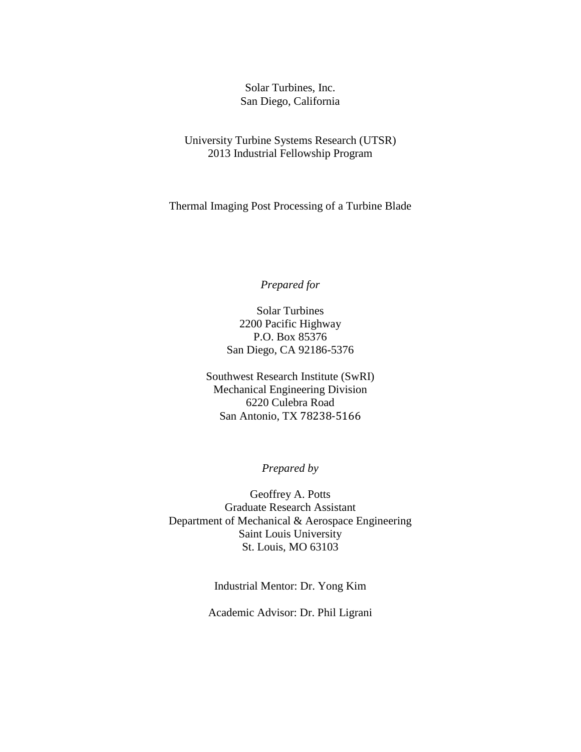Solar Turbines, Inc.
San Diego, California

University Turbine Systems Research (UTSR)
2013 Industrial Fellowship Program

# Thermal Imaging Post Processing of a Turbine Blade

*Prepared for*

Solar Turbines
2200 Pacific Highway
P.O. Box 85376
San Diego, CA 92186-5376

Southwest Research Institute (SwRI)
Mechanical Engineering Division
6220 Culebra Road
San Antonio, TX 78238-5166

*Prepared by*

Geoffrey A. Potts
Graduate Research Assistant
Department of Mechanical & Aerospace Engineering
Saint Louis University
St. Louis, MO 63103

Industrial Mentor: Dr. Yong Kim

Academic Advisor: Dr. Phil Ligrani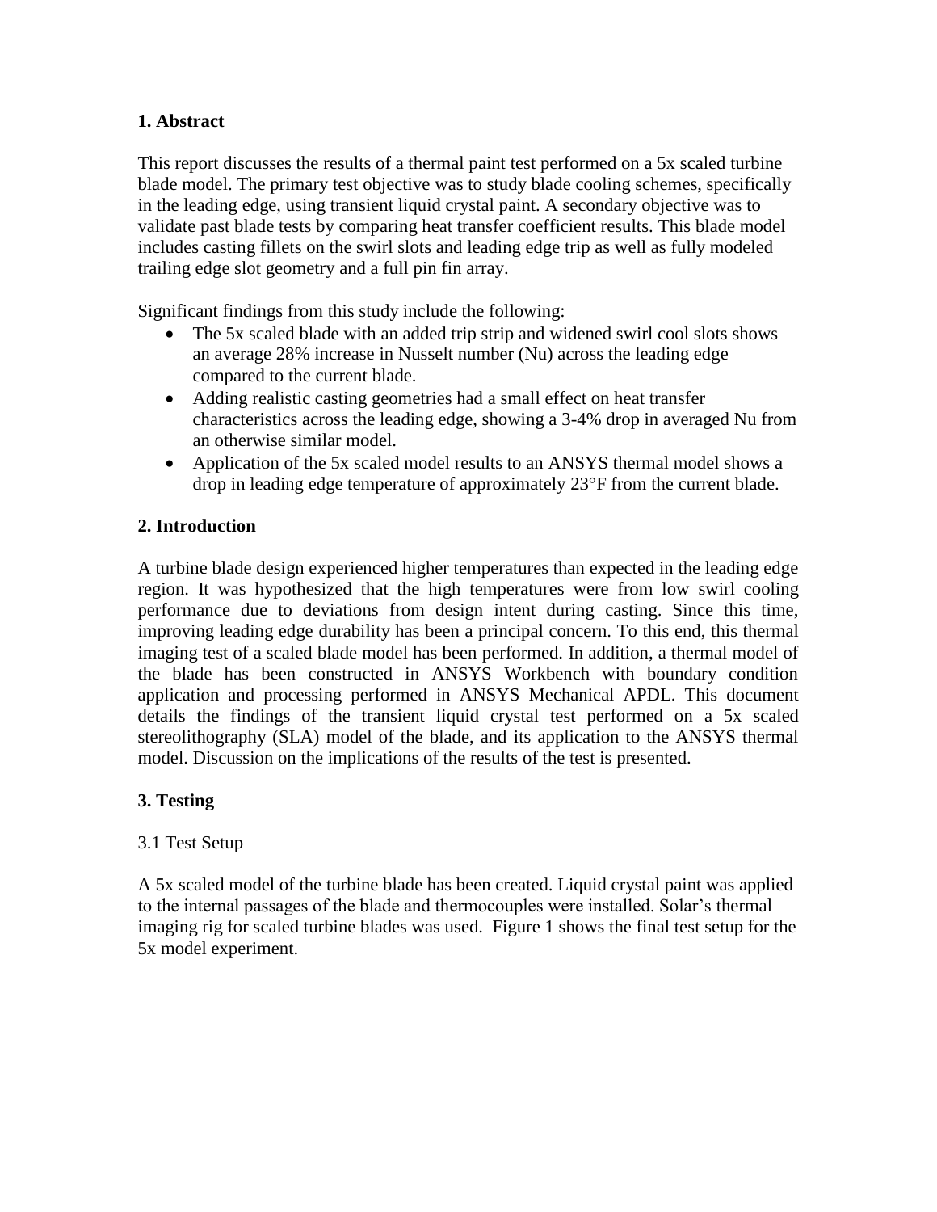## 1. Abstract

This report discusses the results of a thermal paint test performed on a 5x scaled turbine blade model. The primary test objective was to study blade cooling schemes, specifically in the leading edge, using transient liquid crystal paint. A secondary objective was to validate past blade tests by comparing heat transfer coefficient results. This blade model includes casting fillets on the swirl slots and leading edge trip as well as fully modeled trailing edge slot geometry and a full pin fin array.

Significant findings from this study include the following:

- The 5x scaled blade with an added trip strip and widened swirl cool slots shows an average 28% increase in Nusselt number (Nu) across the leading edge compared to the current blade.
- Adding realistic casting geometries had a small effect on heat transfer characteristics across the leading edge, showing a 3-4% drop in averaged Nu from an otherwise similar model.
- Application of the 5x scaled model results to an ANSYS thermal model shows a drop in leading edge temperature of approximately 23°F from the current blade.

## 2. Introduction

A turbine blade design experienced higher temperatures than expected in the leading edge region. It was hypothesized that the high temperatures were from low swirl cooling performance due to deviations from design intent during casting. Since this time, improving leading edge durability has been a principal concern. To this end, this thermal imaging test of a scaled blade model has been performed. In addition, a thermal model of the blade has been constructed in ANSYS Workbench with boundary condition application and processing performed in ANSYS Mechanical APDL. This document details the findings of the transient liquid crystal test performed on a 5x scaled stereolithography (SLA) model of the blade, and its application to the ANSYS thermal model. Discussion on the implications of the results of the test is presented.

## 3. Testing

### 3.1 Test Setup

A 5x scaled model of the turbine blade has been created. Liquid crystal paint was applied to the internal passages of the blade and thermocouples were installed. Solar's thermal imaging rig for scaled turbine blades was used. Figure 1 shows the final test setup for the 5x model experiment.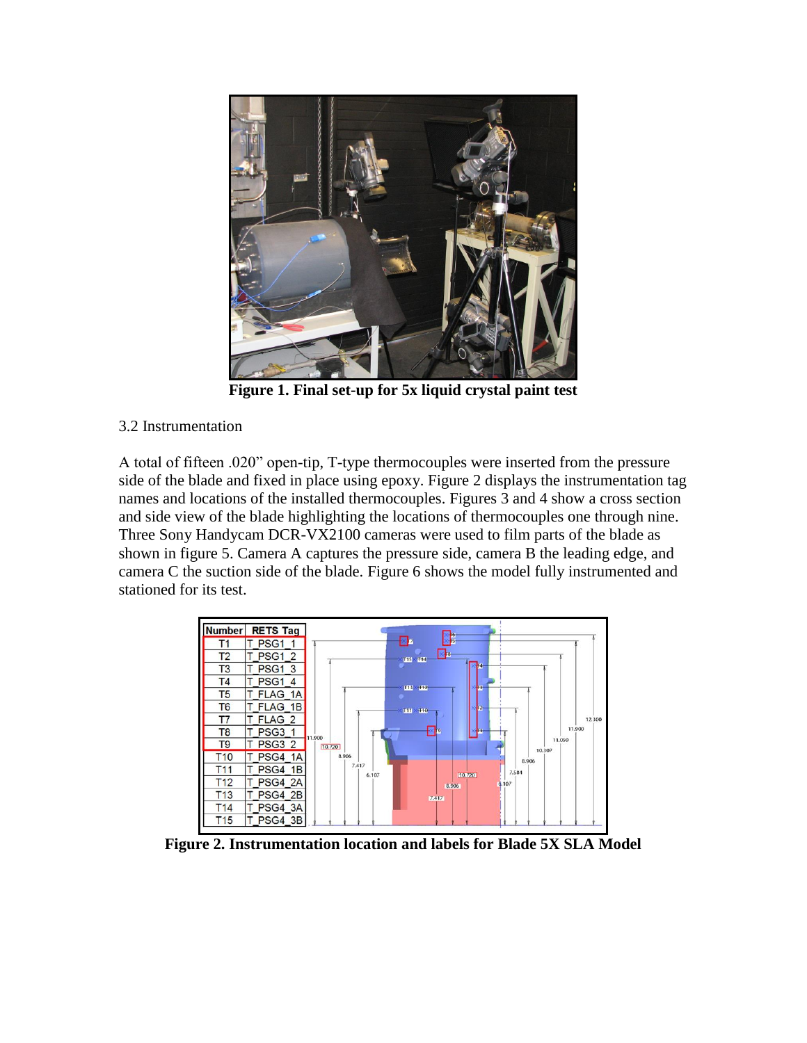Figure 1. Final set-up for 5x liquid crystal paint test

3.2 Instrumentation

A total of fifteen .020" open-tip, T-type thermocouples were inserted from the pressure side of the blade and fixed in place using epoxy. Figure 2 displays the instrumentation tag names and locations of the installed thermocouples. Figures 3 and 4 show a cross section and side view of the blade highlighting the locations of thermocouples one through nine. Three Sony Handycam DCR-VX2100 cameras were used to film parts of the blade as shown in figure 5. Camera A captures the pressure side, camera B the leading edge, and camera C the suction side of the blade. Figure 6 shows the model fully instrumented and stationed for its test.

| Number | RETS Tag |
|---|---|
| T1 | T_PSG1_1 |
| T2 | T_PSG1_2 |
| T3 | T_PSG1_3 |
| T4 | T_PSG1_4 |
| T5 | T_FLAG_1A |
| T6 | T_FLAG_1B |
| T7 | T_FLAG_2 |
| T8 | T_PSG3_1 |
| T9 | T_PSG3_2 |
| T10 | T_PSG4_1A |
| T11 | T_PSG4_1B |
| T12 | T_PSG4_2A |
| T13 | T_PSG4_2B |
| T14 | T_PSG4_3A |
| T15 | T_PSG4_3B |

Figure 2. Instrumentation location and labels for Blade 5X SLA Model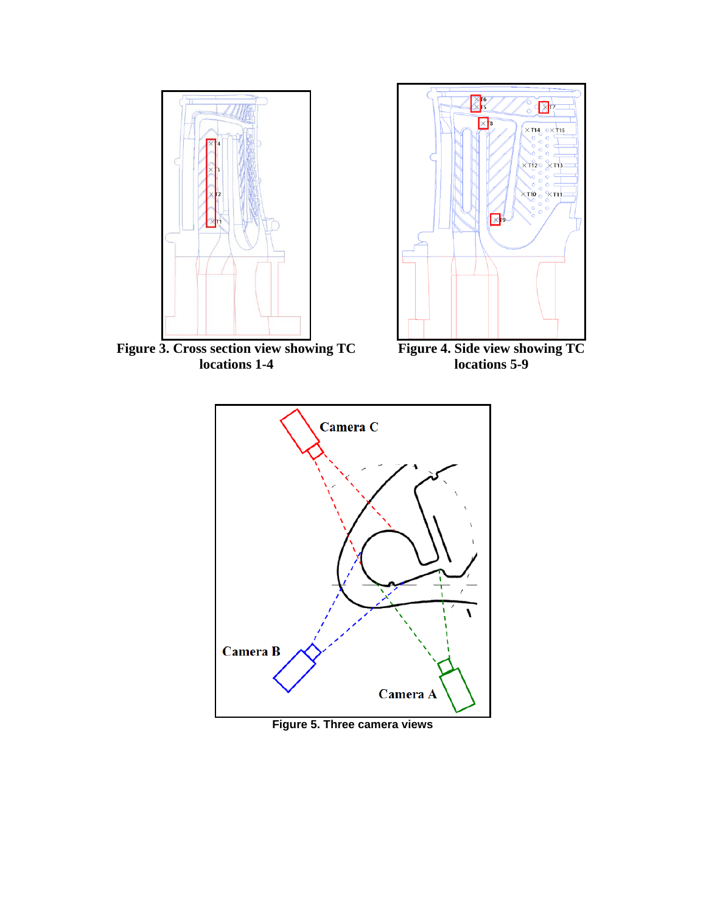Figure 3. Cross section view showing TC locations 1-4

Figure 4. Side view showing TC locations 5-9

Figure 5. Three camera views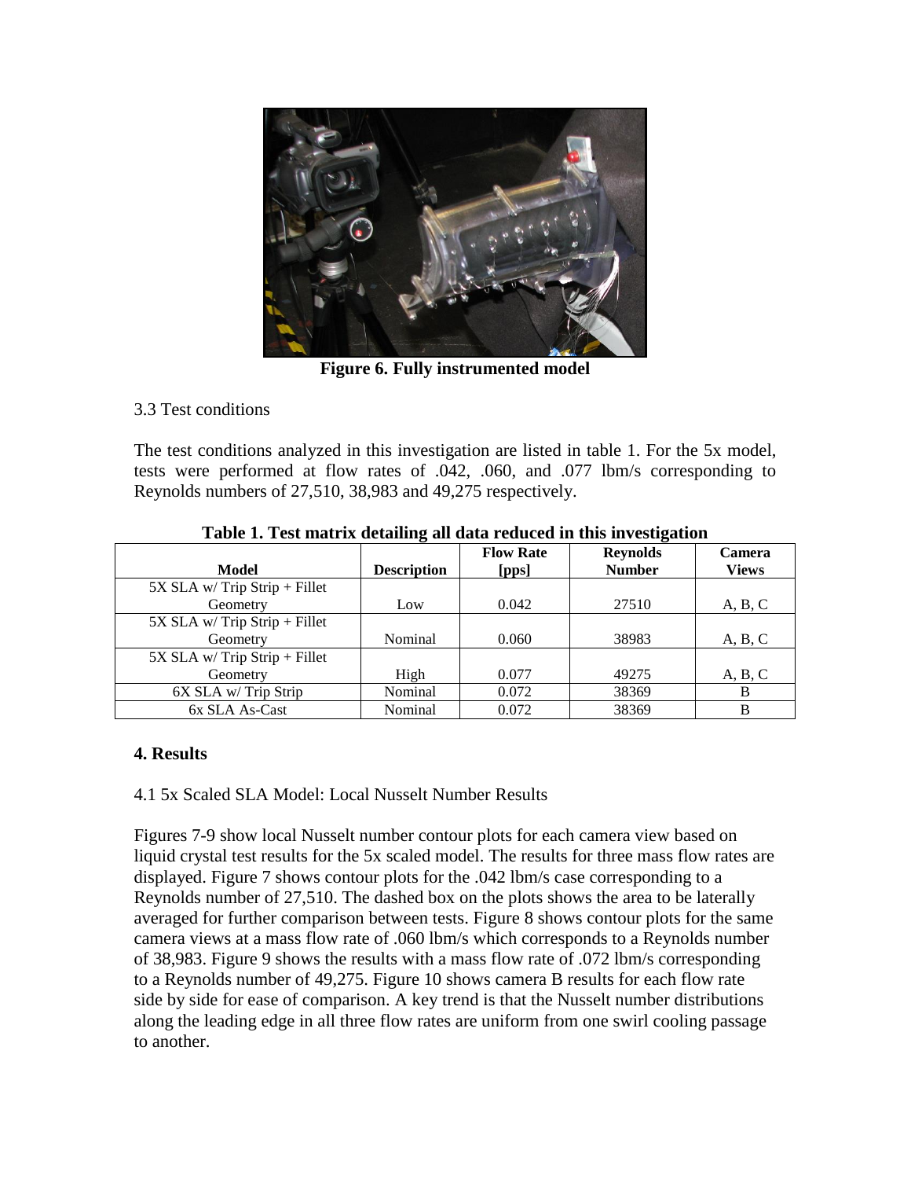**Figure 6. Fully instrumented model**

3.3 Test conditions

The test conditions analyzed in this investigation are listed in table 1. For the 5x model, tests were performed at flow rates of .042, .060, and .077 lbm/s corresponding to Reynolds numbers of 27,510, 38,983 and 49,275 respectively.

**Table 1. Test matrix detailing all data reduced in this investigation**

| Model | Description | Flow Rate [pps] | Reynolds Number | Camera Views |
|---|---|---|---|---|
| 5X SLA w/ Trip Strip + Fillet Geometry | Low | 0.042 | 27510 | A, B, C |
| 5X SLA w/ Trip Strip + Fillet Geometry | Nominal | 0.060 | 38983 | A, B, C |
| 5X SLA w/ Trip Strip + Fillet Geometry | High | 0.077 | 49275 | A, B, C |
| 6X SLA w/ Trip Strip | Nominal | 0.072 | 38369 | B |
| 6x SLA As-Cast | Nominal | 0.072 | 38369 | B |

## 4. Results

4.1 5x Scaled SLA Model: Local Nusselt Number Results

Figures 7-9 show local Nusselt number contour plots for each camera view based on liquid crystal test results for the 5x scaled model. The results for three mass flow rates are displayed. Figure 7 shows contour plots for the .042 lbm/s case corresponding to a Reynolds number of 27,510. The dashed box on the plots shows the area to be laterally averaged for further comparison between tests. Figure 8 shows contour plots for the same camera views at a mass flow rate of .060 lbm/s which corresponds to a Reynolds number of 38,983. Figure 9 shows the results with a mass flow rate of .072 lbm/s corresponding to a Reynolds number of 49,275. Figure 10 shows camera B results for each flow rate side by side for ease of comparison. A key trend is that the Nusselt number distributions along the leading edge in all three flow rates are uniform from one swirl cooling passage to another.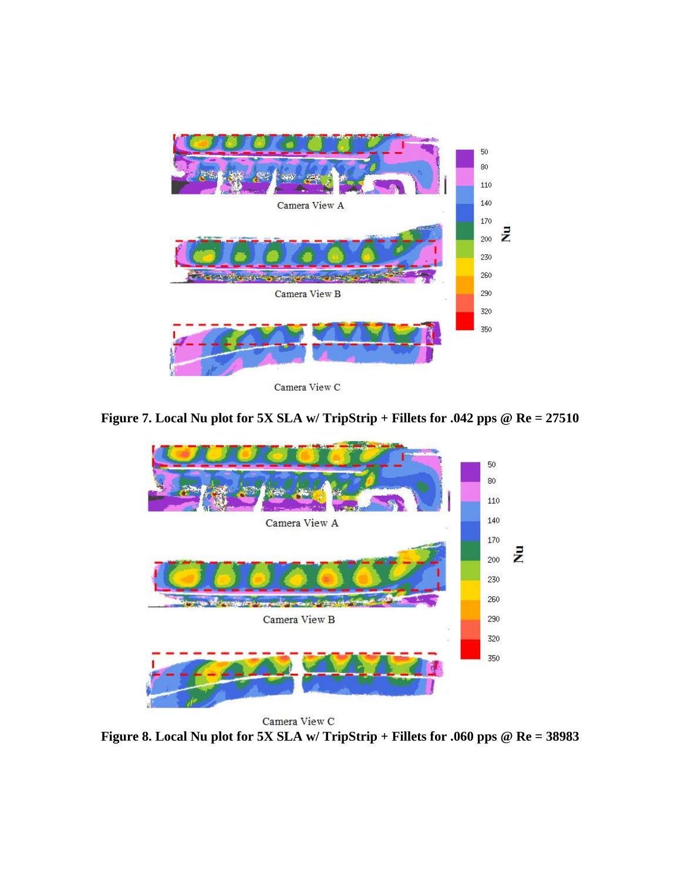Camera View A

Camera View B

Camera View C

**Figure 7. Local Nu plot for 5X SLA w/ TripStrip + Fillets for .042 pps @ Re = 27510**

Camera View A

Camera View B

Camera View C

**Figure 8. Local Nu plot for 5X SLA w/ TripStrip + Fillets for .060 pps @ Re = 38983**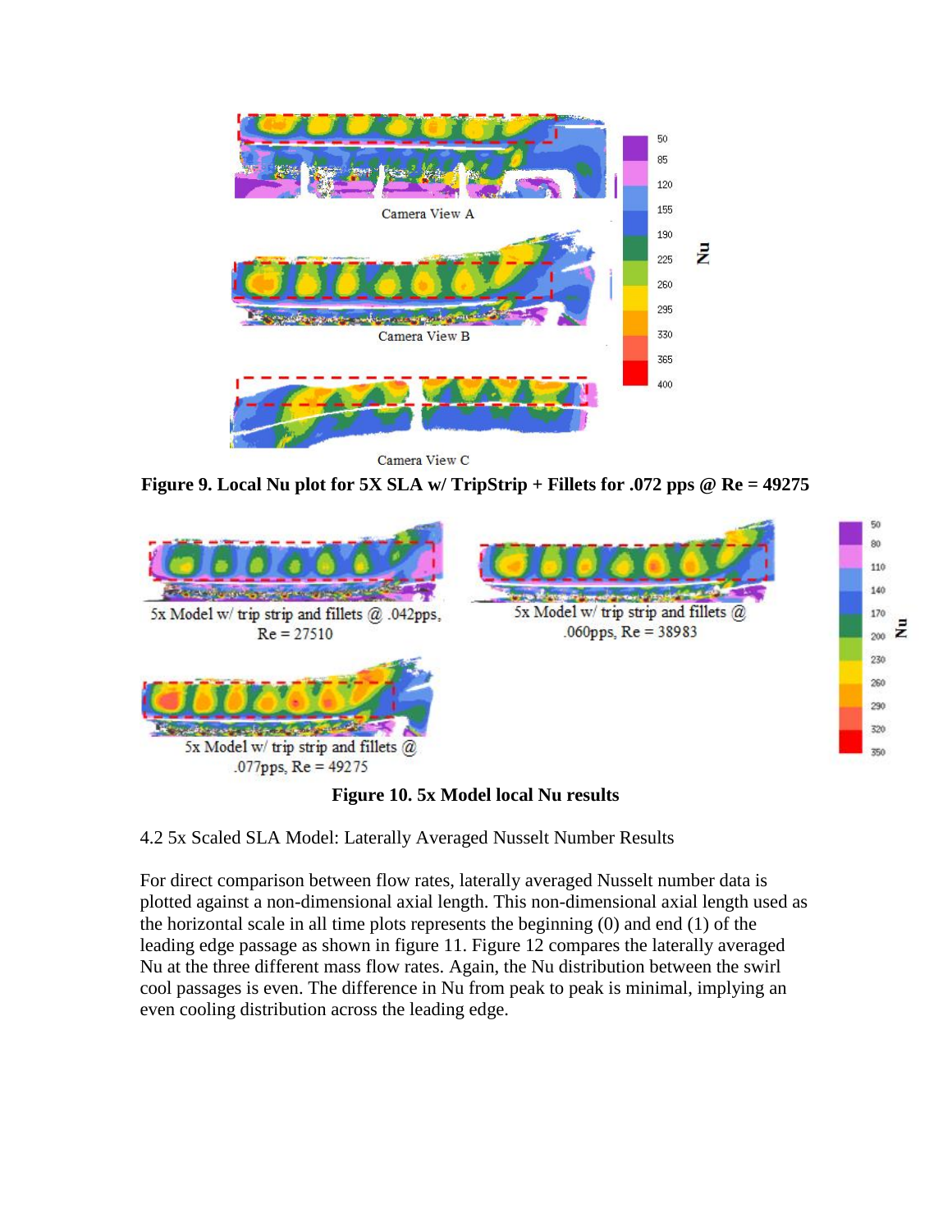**Figure 9. Local Nu plot for 5X SLA w/ TripStrip + Fillets for .072 pps @ Re = 49275**

**Figure 10. 5x Model local Nu results**

4.2 5x Scaled SLA Model: Laterally Averaged Nusselt Number Results

For direct comparison between flow rates, laterally averaged Nusselt number data is plotted against a non-dimensional axial length. This non-dimensional axial length used as the horizontal scale in all time plots represents the beginning (0) and end (1) of the leading edge passage as shown in figure 11. Figure 12 compares the laterally averaged Nu at the three different mass flow rates. Again, the Nu distribution between the swirl cool passages is even. The difference in Nu from peak to peak is minimal, implying an even cooling distribution across the leading edge.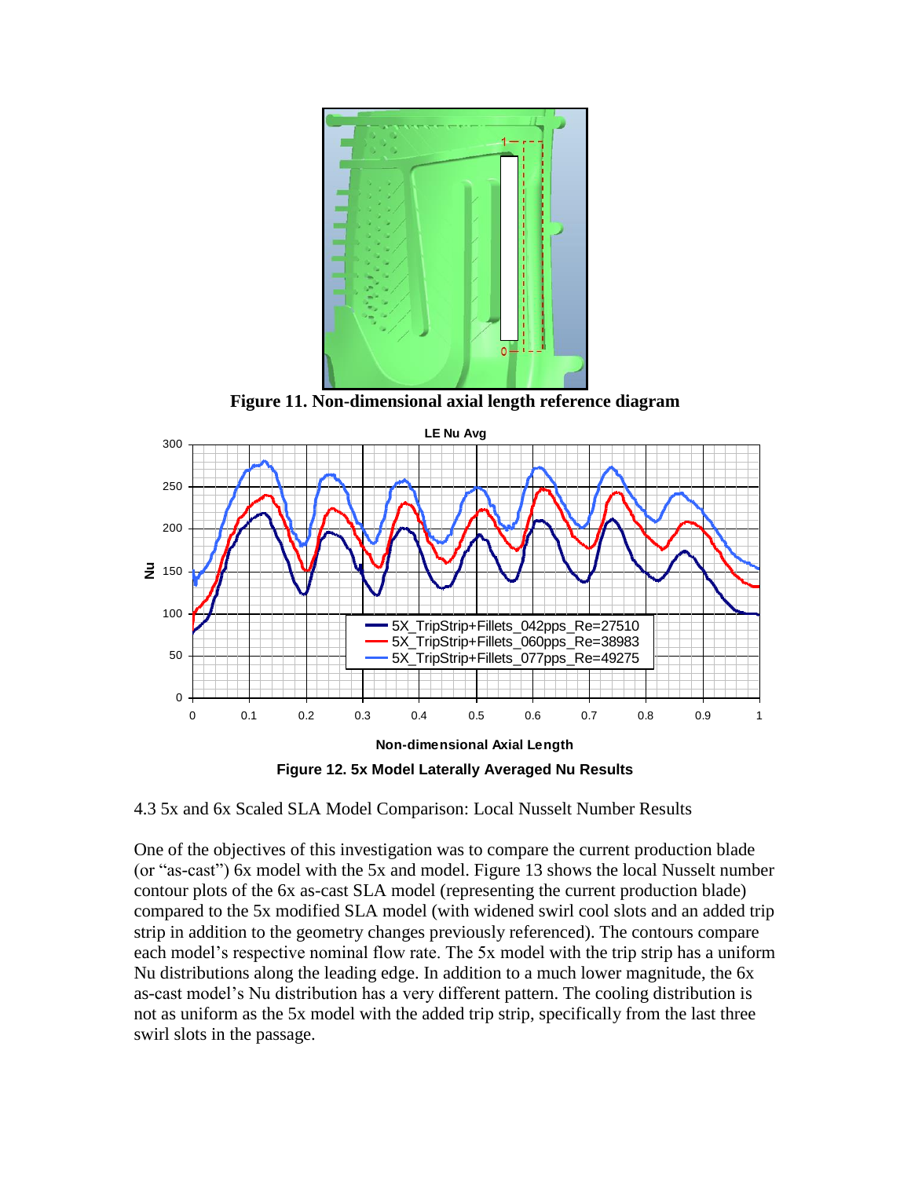Figure 11. Non-dimensional axial length reference diagram

Figure 12. 5x Model Laterally Averaged Nu Results

4.3 5x and 6x Scaled SLA Model Comparison: Local Nusselt Number Results

One of the objectives of this investigation was to compare the current production blade (or "as-cast") 6x model with the 5x and model. Figure 13 shows the local Nusselt number contour plots of the 6x as-cast SLA model (representing the current production blade) compared to the 5x modified SLA model (with widened swirl cool slots and an added trip strip in addition to the geometry changes previously referenced). The contours compare each model's respective nominal flow rate. The 5x model with the trip strip has a uniform Nu distributions along the leading edge. In addition to a much lower magnitude, the 6x as-cast model's Nu distribution has a very different pattern. The cooling distribution is not as uniform as the 5x model with the added trip strip, specifically from the last three swirl slots in the passage.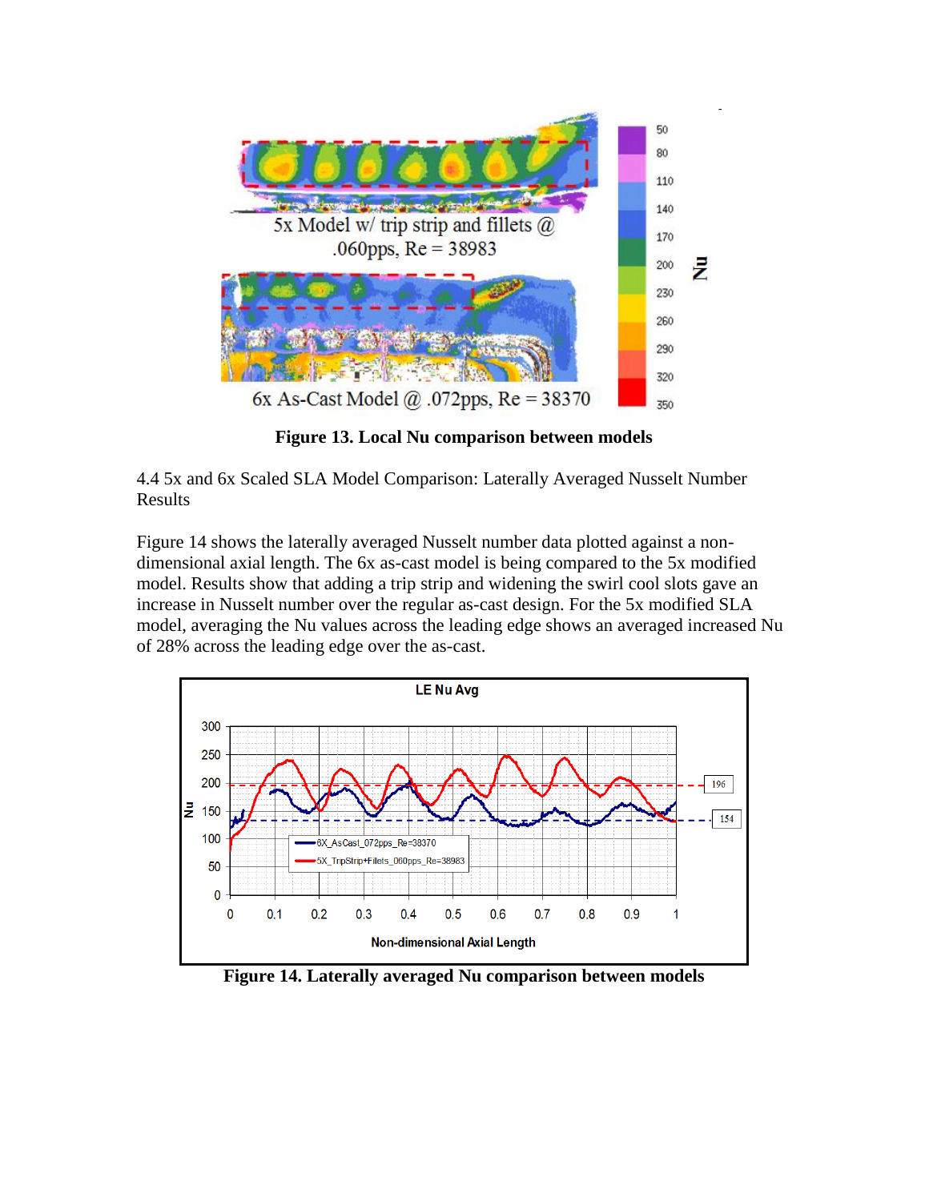Figure 13. Local Nu comparison between models

4.4 5x and 6x Scaled SLA Model Comparison: Laterally Averaged Nusselt Number Results

Figure 14 shows the laterally averaged Nusselt number data plotted against a non-dimensional axial length. The 6x as-cast model is being compared to the 5x modified model. Results show that adding a trip strip and widening the swirl cool slots gave an increase in Nusselt number over the regular as-cast design. For the 5x modified SLA model, averaging the Nu values across the leading edge shows an averaged increased Nu of 28% across the leading edge over the as-cast.

Figure 14. Laterally averaged Nu comparison between models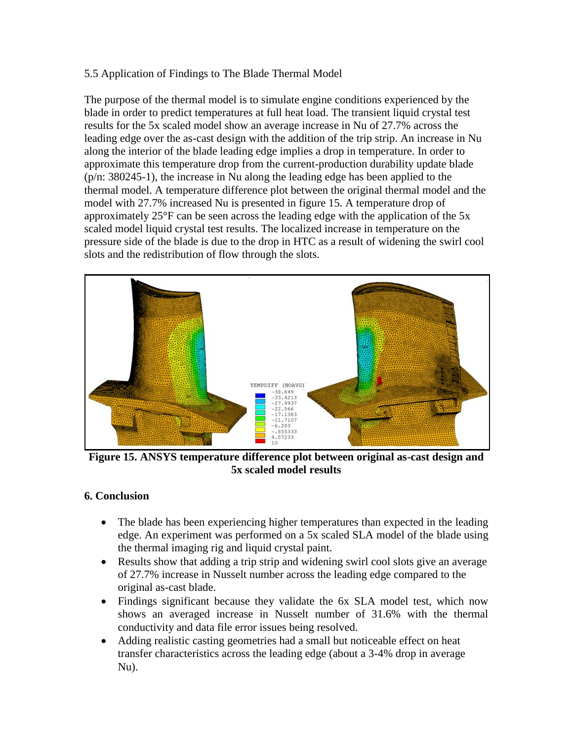## 5.5 Application of Findings to The Blade Thermal Model

The purpose of the thermal model is to simulate engine conditions experienced by the blade in order to predict temperatures at full heat load. The transient liquid crystal test results for the 5x scaled model show an average increase in Nu of 27.7% across the leading edge over the as-cast design with the addition of the trip strip. An increase in Nu along the interior of the blade leading edge implies a drop in temperature. In order to approximate this temperature drop from the current-production durability update blade (p/n: 380245-1), the increase in Nu along the leading edge has been applied to the thermal model. A temperature difference plot between the original thermal model and the model with 27.7% increased Nu is presented in figure 15. A temperature drop of approximately 25°F can be seen across the leading edge with the application of the 5x scaled model liquid crystal test results. The localized increase in temperature on the pressure side of the blade is due to the drop in HTC as a result of widening the swirl cool slots and the redistribution of flow through the slots.

**Figure 15. ANSYS temperature difference plot between original as-cast design and 5x scaled model results**

## 6. Conclusion

- The blade has been experiencing higher temperatures than expected in the leading edge. An experiment was performed on a 5x scaled SLA model of the blade using the thermal imaging rig and liquid crystal paint.
- Results show that adding a trip strip and widening swirl cool slots give an average of 27.7% increase in Nusselt number across the leading edge compared to the original as-cast blade.
- Findings significant because they validate the 6x SLA model test, which now shows an averaged increase in Nusselt number of 31.6% with the thermal conductivity and data file error issues being resolved.
- Adding realistic casting geometries had a small but noticeable effect on heat transfer characteristics across the leading edge (about a 3-4% drop in average Nu).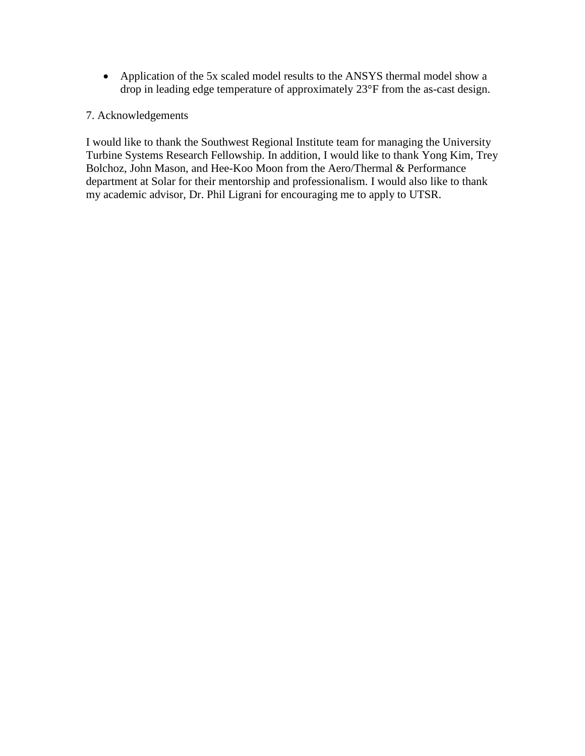- Application of the 5x scaled model results to the ANSYS thermal model show a drop in leading edge temperature of approximately 23°F from the as-cast design.

## 7. Acknowledgements

I would like to thank the Southwest Regional Institute team for managing the University Turbine Systems Research Fellowship. In addition, I would like to thank Yong Kim, Trey Bolchoz, John Mason, and Hee-Koo Moon from the Aero/Thermal & Performance department at Solar for their mentorship and professionalism. I would also like to thank my academic advisor, Dr. Phil Ligrani for encouraging me to apply to UTSR.